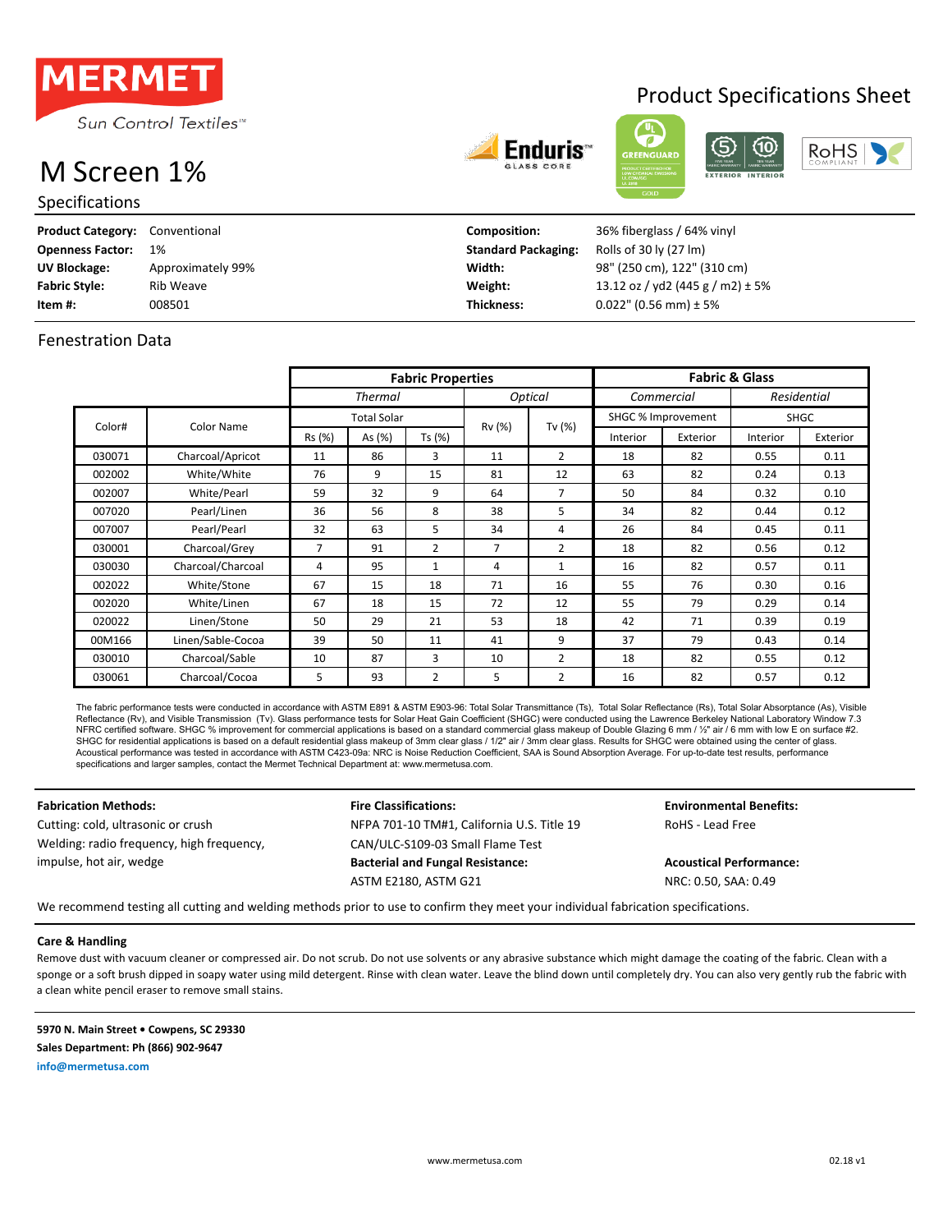MERMET

Sun Control Textiles™

# Product Specifications Sheet

# M Screen 1%

## Specifications

| | | | |
|---|---|---|---|
| **Product Category:** | Conventional | **Composition:** | 36% fiberglass / 64% vinyl |
| **Openness Factor:** | 1% | **Standard Packaging:** | Rolls of 30 ly (27 lm) |
| **UV Blockage:** | Approximately 99% | **Width:** | 98" (250 cm), 122" (310 cm) |
| **Fabric Style:** | Rib Weave | **Weight:** | 13.12 oz / yd2 (445 g / m2) ± 5% |
| **Item #:** | 008501 | **Thickness:** | 0.022" (0.56 mm) ± 5% |

## Fenestration Data

| | | Fabric Properties | | | | | Fabric & Glass | | | |
|---|---|---|---|---|---|---|---|---|---|---|
| | | *Thermal* | | | *Optical* | | *Commercial* | | *Residential* | |
| Color# | Color Name | Total Solar | | | Rv (%) | Tv (%) | SHGC % Improvement | | SHGC | |
| | | Rs (%) | As (%) | Ts (%) | | | Interior | Exterior | Interior | Exterior |
| 030071 | Charcoal/Apricot | 11 | 86 | 3 | 11 | 2 | 18 | 82 | 0.55 | 0.11 |
| 002002 | White/White | 76 | 9 | 15 | 81 | 12 | 63 | 82 | 0.24 | 0.13 |
| 002007 | White/Pearl | 59 | 32 | 9 | 64 | 7 | 50 | 84 | 0.32 | 0.10 |
| 007020 | Pearl/Linen | 36 | 56 | 8 | 38 | 5 | 34 | 82 | 0.44 | 0.12 |
| 007007 | Pearl/Pearl | 32 | 63 | 5 | 34 | 4 | 26 | 84 | 0.45 | 0.11 |
| 030001 | Charcoal/Grey | 7 | 91 | 2 | 7 | 2 | 18 | 82 | 0.56 | 0.12 |
| 030030 | Charcoal/Charcoal | 4 | 95 | 1 | 4 | 1 | 16 | 82 | 0.57 | 0.11 |
| 002022 | White/Stone | 67 | 15 | 18 | 71 | 16 | 55 | 76 | 0.30 | 0.16 |
| 002020 | White/Linen | 67 | 18 | 15 | 72 | 12 | 55 | 79 | 0.29 | 0.14 |
| 020022 | Linen/Stone | 50 | 29 | 21 | 53 | 18 | 42 | 71 | 0.39 | 0.19 |
| 00M166 | Linen/Sable-Cocoa | 39 | 50 | 11 | 41 | 9 | 37 | 79 | 0.43 | 0.14 |
| 030010 | Charcoal/Sable | 10 | 87 | 3 | 10 | 2 | 18 | 82 | 0.55 | 0.12 |
| 030061 | Charcoal/Cocoa | 5 | 93 | 2 | 5 | 2 | 16 | 82 | 0.57 | 0.12 |

The fabric performance tests were conducted in accordance with ASTM E891 & ASTM E903-96: Total Solar Transmittance (Ts), Total Solar Reflectance (Rs), Total Solar Absorptance (As), Visible Reflectance (Rv), and Visible Transmission (Tv). Glass performance tests for Solar Heat Gain Coefficient (SHGC) were conducted using the Lawrence Berkeley National Laboratory Window 7.3 NFRC certified software. SHGC % improvement for commercial applications is based on a standard commercial glass makeup of Double Glazing 6 mm / ½" air / 6 mm with low E on surface #2. SHGC for residential applications is based on a default residential glass makeup of 3mm clear glass / 1/2" air / 3mm clear glass. Results for SHGC were obtained using the center of glass. Acoustical performance was tested in accordance with ASTM C423-09a: NRC is Noise Reduction Coefficient, SAA is Sound Absorption Average. For up-to-date test results, performance specifications and larger samples, contact the Mermet Technical Department at: www.mermetusa.com.

**Fabrication Methods:**
Cutting: cold, ultrasonic or crush
Welding: radio frequency, high frequency, impulse, hot air, wedge

**Fire Classifications:**
NFPA 701-10 TM#1, California U.S. Title 19
CAN/ULC-S109-03 Small Flame Test

**Bacterial and Fungal Resistance:**
ASTM E2180, ASTM G21

**Environmental Benefits:**
RoHS - Lead Free

**Acoustical Performance:**
NRC: 0.50, SAA: 0.49

We recommend testing all cutting and welding methods prior to use to confirm they meet your individual fabrication specifications.

**Care & Handling**

Remove dust with vacuum cleaner or compressed air. Do not scrub. Do not use solvents or any abrasive substance which might damage the coating of the fabric. Clean with a sponge or a soft brush dipped in soapy water using mild detergent. Rinse with clean water. Leave the blind down until completely dry. You can also very gently rub the fabric with a clean white pencil eraser to remove small stains.

**5970 N. Main Street • Cowpens, SC 29330**
**Sales Department: Ph (866) 902-9647**
**info@mermetusa.com**

www.mermetusa.com 02.18 v1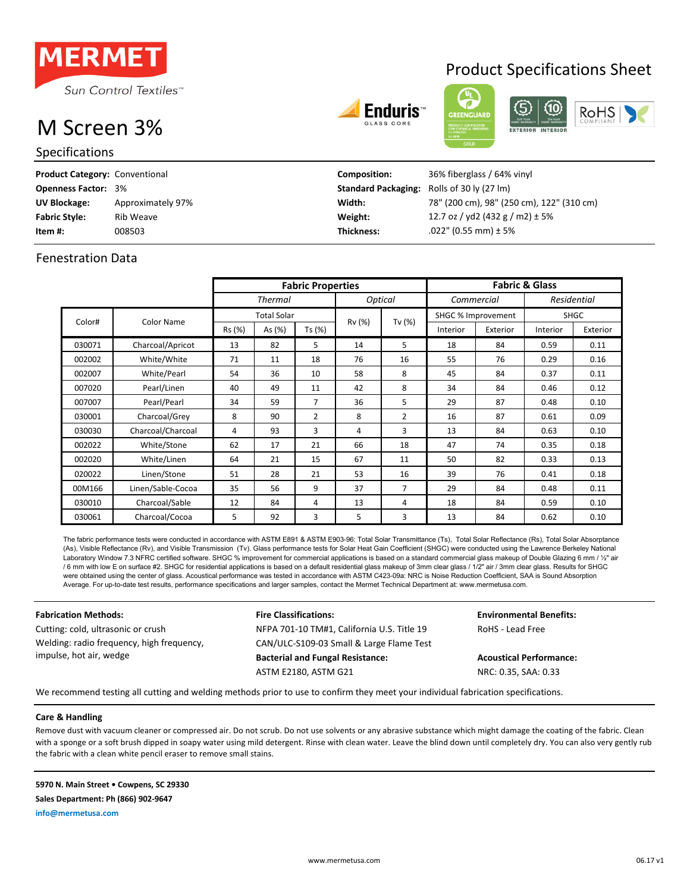MERMET
Sun Control Textiles™

# Product Specifications Sheet

# M Screen 3%

## Specifications

| | | | |
|---|---|---|---|
| **Product Category:** | Conventional | **Composition:** | 36% fiberglass / 64% vinyl |
| **Openness Factor:** | 3% | **Standard Packaging:** | Rolls of 30 ly (27 lm) |
| **UV Blockage:** | Approximately 97% | **Width:** | 78" (200 cm), 98" (250 cm), 122" (310 cm) |
| **Fabric Style:** | Rib Weave | **Weight:** | 12.7 oz / yd2 (432 g / m2) ± 5% |
| **Item #:** | 008503 | **Thickness:** | .022" (0.55 mm) ± 5% |

## Fenestration Data

| | | **Fabric Properties** | | | | | **Fabric & Glass** | | | |
|---|---|---|---|---|---|---|---|---|---|---|
| | | *Thermal* | | | *Optical* | | *Commercial* | | *Residential* | |
| Color# | Color Name | Total Solar | | | Rv (%) | Tv (%) | SHGC % Improvement | | SHGC | |
| | | Rs (%) | As (%) | Ts (%) | | | Interior | Exterior | Interior | Exterior |
| 030071 | Charcoal/Apricot | 13 | 82 | 5 | 14 | 5 | 18 | 84 | 0.59 | 0.11 |
| 002002 | White/White | 71 | 11 | 18 | 76 | 16 | 55 | 76 | 0.29 | 0.16 |
| 002007 | White/Pearl | 54 | 36 | 10 | 58 | 8 | 45 | 84 | 0.37 | 0.11 |
| 007020 | Pearl/Linen | 40 | 49 | 11 | 42 | 8 | 34 | 84 | 0.46 | 0.12 |
| 007007 | Pearl/Pearl | 34 | 59 | 7 | 36 | 5 | 29 | 87 | 0.48 | 0.10 |
| 030001 | Charcoal/Grey | 8 | 90 | 2 | 8 | 2 | 16 | 87 | 0.61 | 0.09 |
| 030030 | Charcoal/Charcoal | 4 | 93 | 3 | 4 | 3 | 13 | 84 | 0.63 | 0.10 |
| 002022 | White/Stone | 62 | 17 | 21 | 66 | 18 | 47 | 74 | 0.35 | 0.18 |
| 002020 | White/Linen | 64 | 21 | 15 | 67 | 11 | 50 | 82 | 0.33 | 0.13 |
| 020022 | Linen/Stone | 51 | 28 | 21 | 53 | 16 | 39 | 76 | 0.41 | 0.18 |
| 00M166 | Linen/Sable-Cocoa | 35 | 56 | 9 | 37 | 7 | 29 | 84 | 0.48 | 0.11 |
| 030010 | Charcoal/Sable | 12 | 84 | 4 | 13 | 4 | 18 | 84 | 0.59 | 0.10 |
| 030061 | Charcoal/Cocoa | 5 | 92 | 3 | 5 | 3 | 13 | 84 | 0.62 | 0.10 |

The fabric performance tests were conducted in accordance with ASTM E891 & ASTM E903-96: Total Solar Transmittance (Ts), Total Solar Reflectance (Rs), Total Solar Absorptance (As), Visible Reflectance (Rv), and Visible Transmission (Tv). Glass performance tests for Solar Heat Gain Coefficient (SHGC) were conducted using the Lawrence Berkeley National Laboratory Window 7.3 NFRC certified software. SHGC % improvement for commercial applications is based on a standard commercial glass makeup of Double Glazing 6 mm / ½" air / 6 mm with low E on surface #2. SHGC for residential applications is based on a default residential glass makeup of 3mm clear glass / 1/2" air / 3mm clear glass. Results for SHGC were obtained using the center of glass. Acoustical performance was tested in accordance with ASTM C423-09a: NRC is Noise Reduction Coefficient, SAA is Sound Absorption Average. For up-to-date test results, performance specifications and larger samples, contact the Mermet Technical Department at: www.mermetusa.com.

**Fabrication Methods:**

Cutting: cold, ultrasonic or crush

Welding: radio frequency, high frequency, impulse, hot air, wedge

**Fire Classifications:**

NFPA 701-10 TM#1, California U.S. Title 19

CAN/ULC-S109-03 Small & Large Flame Test

**Bacterial and Fungal Resistance:**

ASTM E2180, ASTM G21

**Environmental Benefits:**

RoHS - Lead Free

**Acoustical Performance:**

NRC: 0.35, SAA: 0.33

We recommend testing all cutting and welding methods prior to use to confirm they meet your individual fabrication specifications.

**Care & Handling**

Remove dust with vacuum cleaner or compressed air. Do not scrub. Do not use solvents or any abrasive substance which might damage the coating of the fabric. Clean with a sponge or a soft brush dipped in soapy water using mild detergent. Rinse with clean water. Leave the blind down until completely dry. You can also very gently rub the fabric with a clean white pencil eraser to remove small stains.

**5970 N. Main Street • Cowpens, SC 29330**

**Sales Department: Ph (866) 902-9647**

**info@mermetusa.com**

www.mermetusa.com

06.17 v1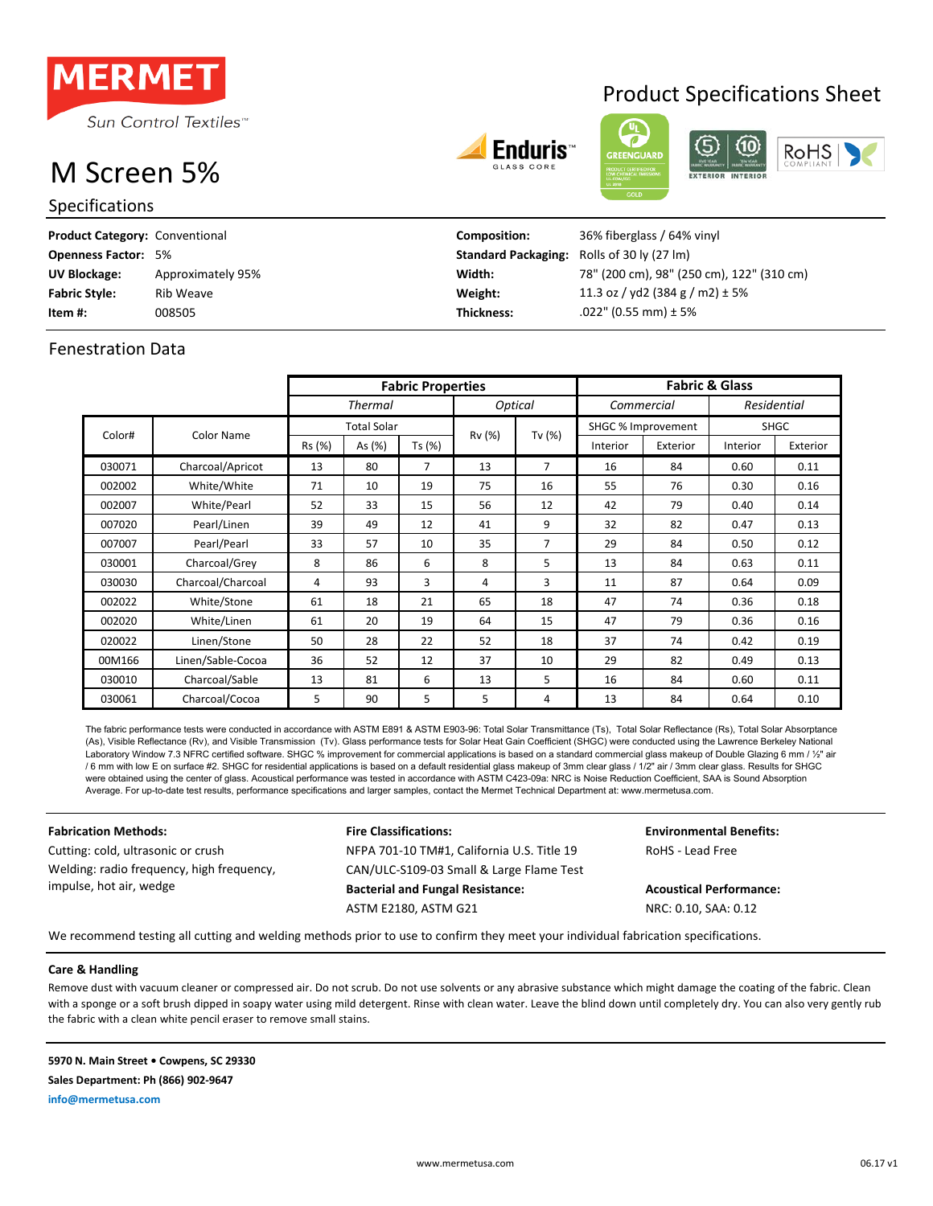# M Screen 5%

Product Specifications Sheet

MERMET Sun Control Textiles™

## Specifications

**Product Category:** Conventional
**Openness Factor:** 5%
**UV Blockage:** Approximately 95%
**Fabric Style:** Rib Weave
**Item #:** 008505

**Composition:** 36% fiberglass / 64% vinyl
**Standard Packaging:** Rolls of 30 ly (27 lm)
**Width:** 78" (200 cm), 98" (250 cm), 122" (310 cm)
**Weight:** 11.3 oz / yd2 (384 g / m2) ± 5%
**Thickness:** .022" (0.55 mm) ± 5%

## Fenestration Data

| | | Fabric Properties | | | | | Fabric & Glass | | | |
|---|---|---|---|---|---|---|---|---|---|---|
| | | *Thermal* | | | *Optical* | | *Commercial* | | *Residential* | |
| | | Total Solar | | | | | SHGC % Improvement | | SHGC | |
| Color# | Color Name | Rs (%) | As (%) | Ts (%) | Rv (%) | Tv (%) | Interior | Exterior | Interior | Exterior |
| 030071 | Charcoal/Apricot | 13 | 80 | 7 | 13 | 7 | 16 | 84 | 0.60 | 0.11 |
| 002002 | White/White | 71 | 10 | 19 | 75 | 16 | 55 | 76 | 0.30 | 0.16 |
| 002007 | White/Pearl | 52 | 33 | 15 | 56 | 12 | 42 | 79 | 0.40 | 0.14 |
| 007020 | Pearl/Linen | 39 | 49 | 12 | 41 | 9 | 32 | 82 | 0.47 | 0.13 |
| 007007 | Pearl/Pearl | 33 | 57 | 10 | 35 | 7 | 29 | 84 | 0.50 | 0.12 |
| 030001 | Charcoal/Grey | 8 | 86 | 6 | 8 | 5 | 13 | 84 | 0.63 | 0.11 |
| 030030 | Charcoal/Charcoal | 4 | 93 | 3 | 4 | 3 | 11 | 87 | 0.64 | 0.09 |
| 002022 | White/Stone | 61 | 18 | 21 | 65 | 18 | 47 | 74 | 0.36 | 0.18 |
| 002020 | White/Linen | 61 | 20 | 19 | 64 | 15 | 47 | 79 | 0.36 | 0.16 |
| 020022 | Linen/Stone | 50 | 28 | 22 | 52 | 18 | 37 | 74 | 0.42 | 0.19 |
| 00M166 | Linen/Sable-Cocoa | 36 | 52 | 12 | 37 | 10 | 29 | 82 | 0.49 | 0.13 |
| 030010 | Charcoal/Sable | 13 | 81 | 6 | 13 | 5 | 16 | 84 | 0.60 | 0.11 |
| 030061 | Charcoal/Cocoa | 5 | 90 | 5 | 5 | 4 | 13 | 84 | 0.64 | 0.10 |

The fabric performance tests were conducted in accordance with ASTM E891 & ASTM E903-96: Total Solar Transmittance (Ts), Total Solar Reflectance (Rs), Total Solar Absorptance (As), Visible Reflectance (Rv), and Visible Transmission (Tv). Glass performance tests for Solar Heat Gain Coefficient (SHGC) were conducted using the Lawrence Berkeley National Laboratory Window 7.3 NFRC certified software. SHGC % improvement for commercial applications is based on a standard commercial glass makeup of Double Glazing 6 mm / ½" air / 6 mm with low E on surface #2. SHGC for residential applications is based on a default residential glass makeup of 3mm clear glass / 1/2" air / 3mm clear glass. Results for SHGC were obtained using the center of glass. Acoustical performance was tested in accordance with ASTM C423-09a: NRC is Noise Reduction Coefficient, SAA is Sound Absorption Average. For up-to-date test results, performance specifications and larger samples, contact the Mermet Technical Department at: www.mermetusa.com.

**Fabrication Methods:**
Cutting: cold, ultrasonic or crush
Welding: radio frequency, high frequency, impulse, hot air, wedge

**Fire Classifications:**
NFPA 701-10 TM#1, California U.S. Title 19
CAN/ULC-S109-03 Small & Large Flame Test

**Bacterial and Fungal Resistance:**
ASTM E2180, ASTM G21

**Environmental Benefits:**
RoHS - Lead Free

**Acoustical Performance:**
NRC: 0.10, SAA: 0.12

We recommend testing all cutting and welding methods prior to use to confirm they meet your individual fabrication specifications.

**Care & Handling**

Remove dust with vacuum cleaner or compressed air. Do not scrub. Do not use solvents or any abrasive substance which might damage the coating of the fabric. Clean with a sponge or a soft brush dipped in soapy water using mild detergent. Rinse with clean water. Leave the blind down until completely dry. You can also very gently rub the fabric with a clean white pencil eraser to remove small stains.

**5970 N. Main Street • Cowpens, SC 29330**
**Sales Department: Ph (866) 902-9647**
**info@mermetusa.com**

www.mermetusa.com

06.17 v1